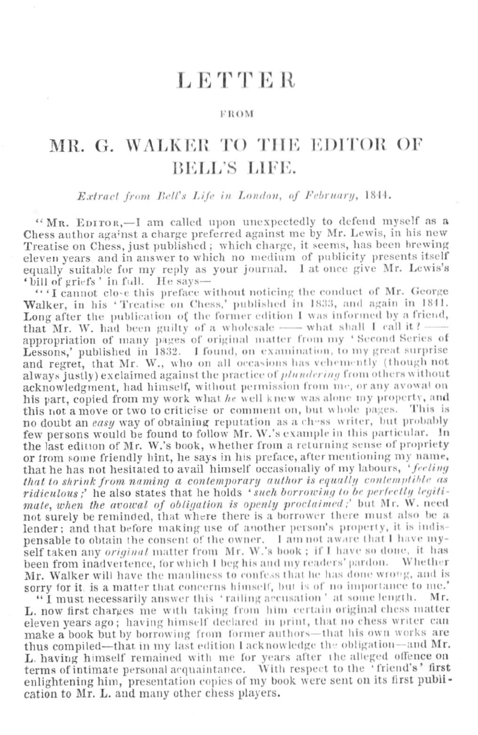# LETTER

FROM

# MR. G. WALKER TO THE EDITOR OF BELL'S LIFE.

*Extract from Bell's Life in London, of February, 1844.*

"Mr. Editor,—I am called upon unexpectedly to defend myself as a Chess author against a charge preferred against me by Mr. Lewis, in his new Treatise on Chess, just published; which charge, it seems, has been brewing eleven years and in answer to which no medium of publicity presents itself equally suitable for my reply as your journal. I at once give Mr. Lewis's 'bill of griefs' in full. He says—

"'I cannot close this preface without noticing the conduct of Mr. George Walker, in his 'Treatise on Chess,' published in 1833, and again in 1841. Long after the publication of the former edition I was informed by a friend, that Mr. W. had been guilty of a wholesale —— what shall I call it? —— appropriation of many pages of original matter from my 'Second Series of Lessons,' published in 1832. I found, on examination, to my great surprise and regret, that Mr. W., who on all occasions has vehemently (though not always justly) exclaimed against the practice of *plundering* from others without acknowledgment, had himself, without permission from me, or any avowal on his part, copied from my work what *he* well knew was alone my property, and this not a move or two to criticise or comment on, but whole pages. This is no doubt an *easy* way of obtaining reputation as a chess writer, but probably few persons would be found to follow Mr. W.'s example in this particular. In the last edition of Mr. W.'s book, whether from a returning sense of propriety or from some friendly hint, he says in his preface, after mentioning my name, that he has not hesitated to avail himself occasionally of my labours, '*feeling that to shrink from naming a contemporary author is equally contemptible as ridiculous;*' he also states that he holds '*such borrowing to be perfectly legitimate, when the avowal of obligation is openly proclaimed;*' but Mr. W. need not surely be reminded, that where there is a borrower there must also be a lender; and that before making use of another person's property, it is indispensable to obtain the consent of the owner. I am not aware that I have myself taken any *original* matter from Mr. W.'s book; if I have so done, it has been from inadvertence, for which I beg his and my readers' pardon. Whether Mr. Walker will have the manliness to confess that he has done wrong, and is sorry for it is a matter that concerns himself, but is of no importance to me.'

"I must necessarily answer this 'railing accusation' at some length. Mr. L. now first charges me with taking from him certain original chess matter eleven years ago; having himself declared in print, that no chess writer can make a book but by borrowing from former authors—that his own works are thus compiled—that in my last edition I acknowledge the obligation—and Mr. L. having himself remained with me for years after the alleged offence on terms of intimate personal acquaintance. With respect to the 'friend's' first enlightening him, presentation copies of my book were sent on its first publication to Mr. L. and many other chess players.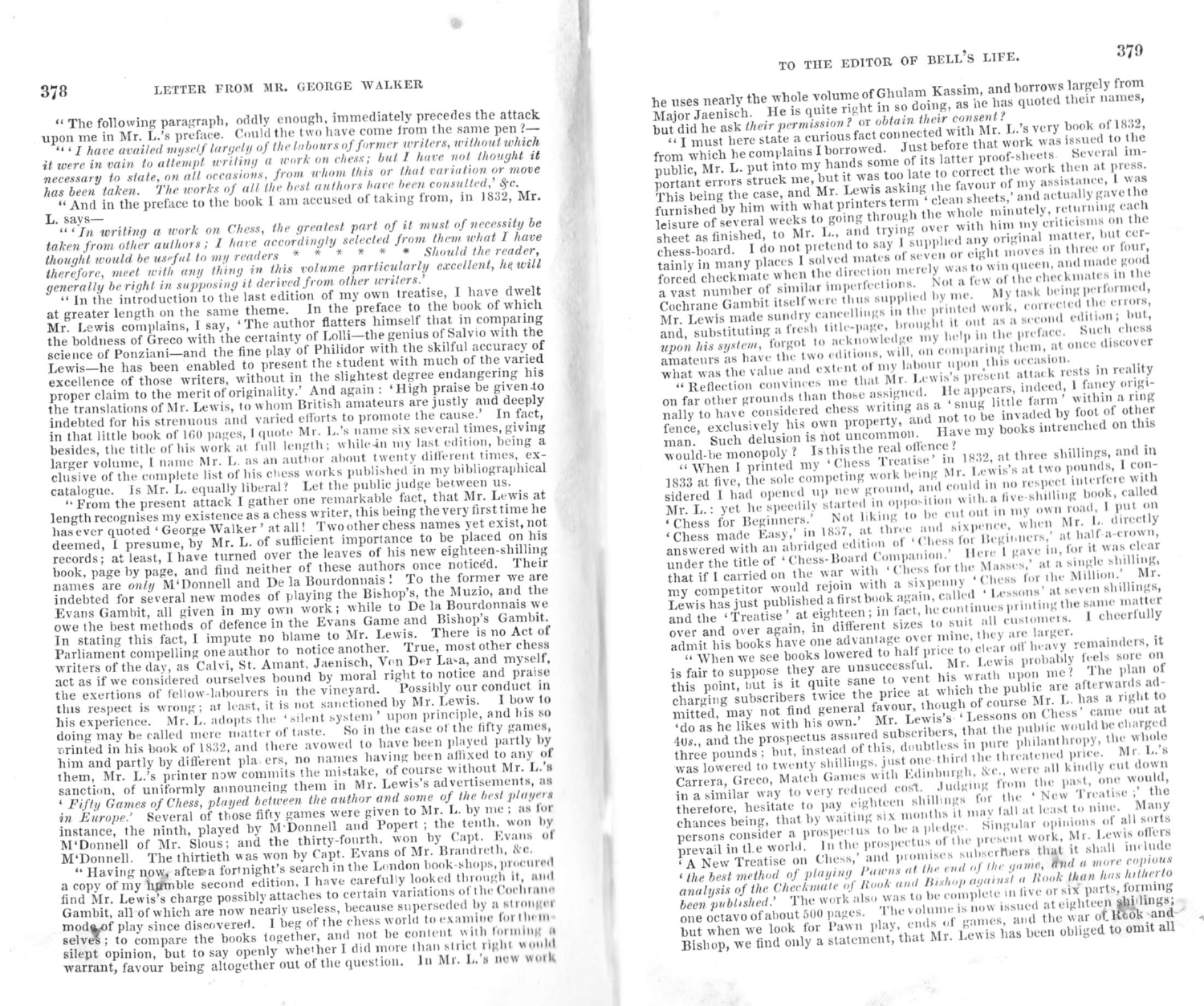"The following paragraph, oddly enough, immediately precedes the attack upon me in Mr. L.'s preface. Could the two have come from the same pen?—

"'*I have availed myself largely of the labours of former writers, without which it were in vain to attempt writing a work on chess; but I have not thought it necessary to state, on all occasions, from whom this or that variation or move has been taken. The works of all the best authors have been consulted,*' &c.

"And in the preface to the book I am accused of taking from, in 1832, Mr. L. says—

"'*In writing a work on Chess, the greatest part of it must of necessity be taken from other authors; I have accordingly selected from them what I have thought would be useful to my readers* \* \* \* \* \* \* *Should the reader, therefore, meet with any thing in this volume particularly excellent, he will generally be right in supposing it derived from other writers.*'

"In the introduction to the last edition of my own treatise, I have dwelt at greater length on the same theme. In the preface to the book of which Mr. Lewis complains, I say, 'The author flatters himself that in comparing the boldness of Greco with the certainty of Lolli—the genius of Salvio with the science of Ponziani—and the fine play of Philidor with the skilful accuracy of Lewis—he has been enabled to present the student with much of the varied excellence of those writers, without in the slightest degree endangering his proper claim to the merit of originality.' And again: 'High praise be given to the translations of Mr. Lewis, to whom British amateurs are justly and deeply indebted for his strenuous and varied efforts to promote the cause.' In fact, in that little book of 160 pages, I quote Mr. L.'s name six several times, giving besides, the title of his work at full length; while in my last edition, being a larger volume, I name Mr. L. as an author about twenty different times, exclusive of the complete list of his chess works published in my bibliographical catalogue. Is Mr. L. equally liberal? Let the public judge between us.

"From the present attack I gather one remarkable fact, that Mr. Lewis at length recognises my existence as a chess writer, this being the very first time he has ever quoted 'George Walker' at all! Two other chess names yet exist, not deemed, I presume, by Mr. L. of sufficient importance to be placed on his records; at least, I have turned over the leaves of his new eighteen-shilling book, page by page, and find neither of these authors once noticed. Their names are *only* M'Donnell and De la Bourdonnais! To the former we are indebted for several new modes of playing the Bishop's, the Muzio, and the Evans Gambit, all given in my own work; while to De la Bourdonnais we owe the best methods of defence in the Evans Game and Bishop's Gambit. In stating this fact, I impute no blame to Mr. Lewis. There is no Act of Parliament compelling one author to notice another. True, most other chess writers of the day, as Calvi, St. Amant, Jaenisch, Von Der Lasa, and myself, act as if we considered ourselves bound by moral right to notice and praise the exertions of fellow-labourers in the vineyard. Possibly our conduct in this respect is wrong; at least, it is not sanctioned by Mr. Lewis. I bow to his experience. Mr. L. adopts the 'silent system' upon principle, and his so doing may be called mere matter of taste. So in the case of the fifty games, printed in his book of 1832, and there avowed to have been played partly by him and partly by different players, no names having been affixed to any of them, Mr. L.'s printer now commits the mistake, of course without Mr. L.'s sanction, of uniformly announcing them in Mr. Lewis's advertisements, as '*Fifty Games of Chess, played between the author and some of the best players in Europe.*' Several of those fifty games were given to Mr. L. by me; as for instance, the ninth, played by M'Donnell and Popert; the tenth, won by M'Donnell of Mr. Slous; and the thirty-fourth, won by Capt. Evans of M'Donnell. The thirtieth was won by Capt. Evans of Mr. Brandreth, &c.

"Having now, after a fortnight's search in the London book-shops, procured a copy of my humble second edition, I have carefully looked through it, and find Mr. Lewis's charge possibly attaches to certain variations of the Cochrane Gambit, all of which are now nearly useless, because superseded by a stronger mode of play since discovered. I beg of the chess world to examine for themselves; to compare the books together, and not be content with forming a silent opinion, but to say openly whether I did more than strict right would warrant, favour being altogether out of the question. In Mr. L.'s new work he uses nearly the whole volume of Ghulam Kassim, and borrows largely from Major Jaenisch. He is quite right in so doing, as he has quoted their names, but did he ask *their permission?* or *obtain their consent?*

"I must here state a curious fact connected with Mr. L.'s very book of 1832, from which he complains I borrowed. Just before that work was issued to the public, Mr. L. put into my hands some of its latter proof-sheets. Several important errors struck me, but it was too late to correct the work then at press. This being the case, and Mr. Lewis asking the favour of my assistance, I was furnished by him with what printers term 'clean sheets,' and actually gave the leisure of several weeks to going through the whole minutely, returning each sheet as finished, to Mr. L., and trying over with him my criticisms on the chess-board. I do not pretend to say I supplied any original matter, but certainly in many places I solved mates of seven or eight moves in three or four, forced checkmate when the direction merely was to win queen, and made good a vast number of similar imperfections. Not a few of the checkmates in the Cochrane Gambit itself were thus supplied by me. My task being performed, Mr. Lewis made sundry cancellings in the printed work, corrected the errors, and, substituting a fresh title-page, brought it out as a second edition; but, *upon his system*, forgot to acknowledge my help in the preface. Such chess amateurs as have the two editions, will, on comparing them, at once discover what was the value and extent of my labour upon this occasion.

"Reflection convinces me that Mr. Lewis's present attack rests in reality on far other grounds than those assigned. He appears, indeed, I fancy originally to have considered chess writing as a 'snug little farm' within a ring fence, exclusively his own property, and not to be invaded by foot of other man. Such delusion is not uncommon. Have my books intrenched on this would-be monopoly? Is this the real offence?

"When I printed my 'Chess Treatise' in 1832, at three shillings, and in 1833 at five, the sole competing work being Mr. Lewis's at two pounds, I considered I had opened up new ground, and could in no respect interfere with Mr. L.: yet he speedily started in opposition with a five-shilling book, called 'Chess for Beginners.' Not liking to be cut out in my own road, I put on 'Chess made Easy,' in 1837, at three and sixpence, when Mr. L. directly answered with an abridged edition of 'Chess for Beginners,' at half-a-crown, under the title of 'Chess-Board Companion.' Here I gave in, for it was clear that if I carried on the war with 'Chess for the Masses,' at a single shilling, my competitor would rejoin with a sixpenny 'Chess for the Million.' Mr. Lewis has just published a first book again, called 'Lessons' at seven shillings, and the 'Treatise' at eighteen; in fact, he continues printing the same matter over and over again, in different sizes to suit all customers. I cheerfully admit his books have one advantage over mine, they are larger.

"When we see books lowered to half price to clear off heavy remainders, it is fair to suppose they are unsuccessful. Mr. Lewis probably feels sore on this point, but is it quite sane to vent his wrath upon me? The plan of charging subscribers twice the price at which the public are afterwards admitted, may not find general favour, though of course Mr. L. has a right to 'do as he likes with his own.' Mr. Lewis's 'Lessons on Chess' came out at 40*s*., and the prospectus assured subscribers, that the public would be charged three pounds; but, instead of this, doubtless in pure philanthropy, the whole was lowered to twenty shillings, just one-third the threatened price. Mr. L.'s Carrera, Greco, Match Games with Edinburgh, &c., were all kindly cut down in a similar way to very reduced cost. Judging from the past, one would, therefore, hesitate to pay eighteen shillings for the 'New Treatise;' the chances being, that by waiting six months it may fall at least to nine. Many persons consider a prospectus to be a pledge. Singular opinions of all sorts prevail in the world. In the prospectus of the present work, Mr. Lewis offers 'A New Treatise on Chess,' and promises subscribers that it shall include '*the best method of playing Pawns at the end of the game, and a more copious analysis of the Checkmate of Rook and Bishop against a Rook than has hitherto been published.*' The work also was to be complete in five or six parts, forming one octavo of about 500 pages. The volume is now issued at eighteen shillings; but when we look for Pawn play, ends of games, and the war of Rook and Bishop, we find only a statement, that Mr. Lewis has been obliged to omit all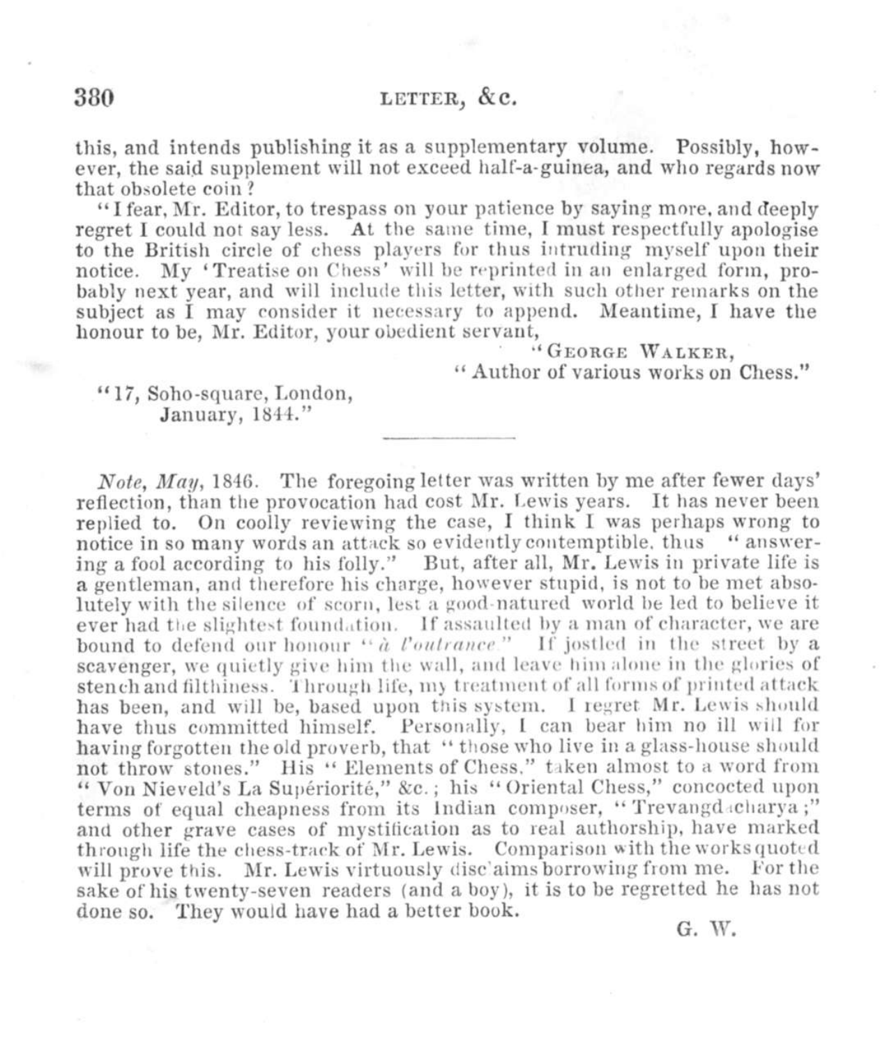this, and intends publishing it as a supplementary volume. Possibly, however, the said supplement will not exceed half-a-guinea, and who regards now that obsolete coin?

"I fear, Mr. Editor, to trespass on your patience by saying more, and deeply regret I could not say less. At the same time, I must respectfully apologise to the British circle of chess players for thus intruding myself upon their notice. My 'Treatise on Chess' will be reprinted in an enlarged form, probably next year, and will include this letter, with such other remarks on the subject as I may consider it necessary to append. Meantime, I have the honour to be, Mr. Editor, your obedient servant,

"George Walker,
"Author of various works on Chess."

"17, Soho-square, London,
January, 1844."

---

*Note, May,* 1846. The foregoing letter was written by me after fewer days' reflection, than the provocation had cost Mr. Lewis years. It has never been replied to. On coolly reviewing the case, I think I was perhaps wrong to notice in so many words an attack so evidently contemptible, thus "answering a fool according to his folly." But, after all, Mr. Lewis in private life is a gentleman, and therefore his charge, however stupid, is not to be met absolutely with the silence of scorn, lest a good-natured world be led to believe it ever had the slightest foundation. If assaulted by a man of character, we are bound to defend our honour "*à l'outrance.*" If jostled in the street by a scavenger, we quietly give him the wall, and leave him alone in the glories of stench and filthiness. Through life, my treatment of all forms of printed attack has been, and will be, based upon this system. I regret Mr. Lewis should have thus committed himself. Personally, I can bear him no ill will for having forgotten the old proverb, that "those who live in a glass-house should not throw stones." His "Elements of Chess," taken almost to a word from "Von Nieveld's La Supériorité," &c.; his "Oriental Chess," concocted upon terms of equal cheapness from its Indian composer, "Trevangadacharya;" and other grave cases of mystification as to real authorship, have marked through life the chess-track of Mr. Lewis. Comparison with the works quoted will prove this. Mr. Lewis virtuously disclaims borrowing from me. For the sake of his twenty-seven readers (and a boy), it is to be regretted he has not done so. They would have had a better book.

G. W.